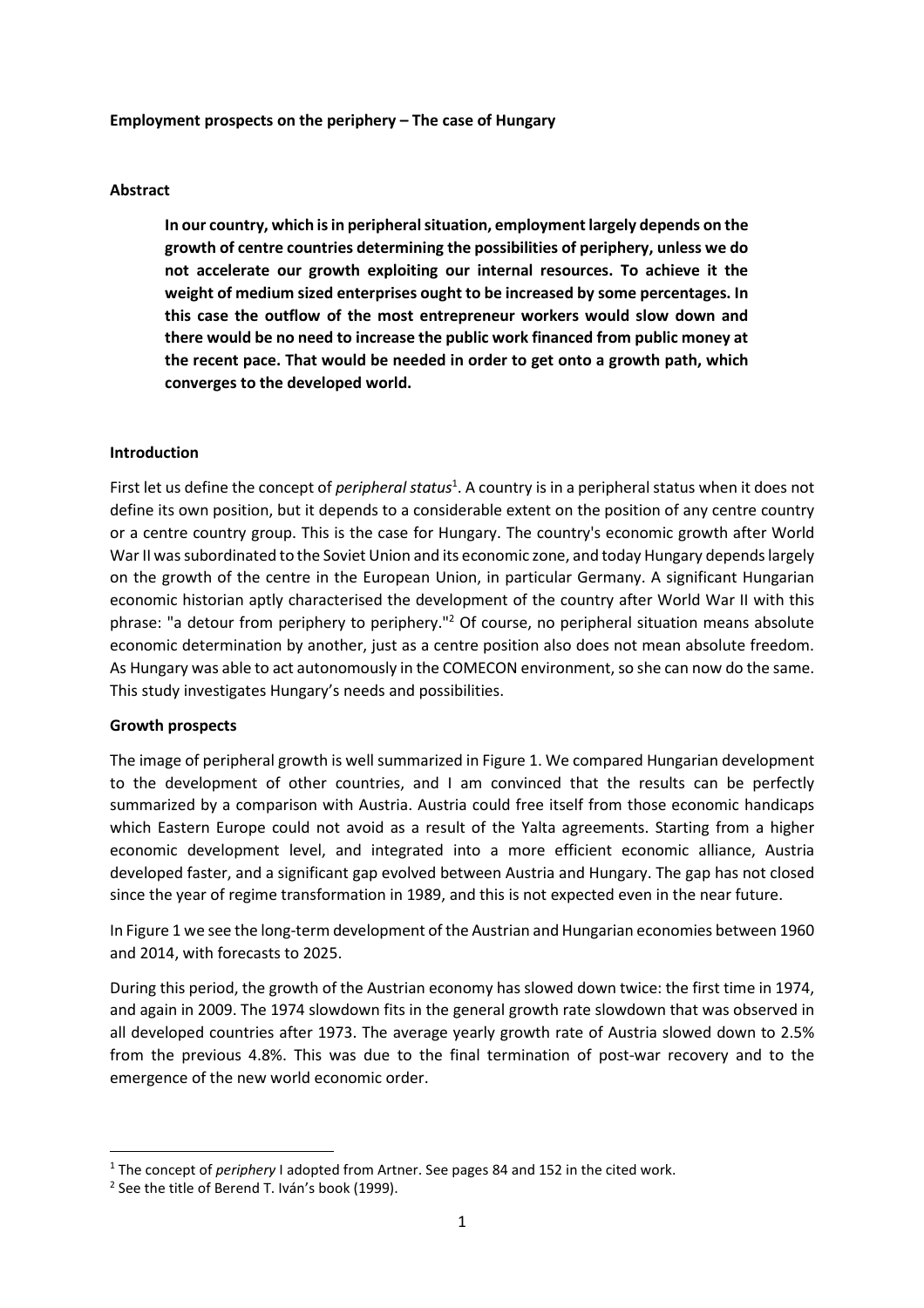**Employment prospects on the periphery – The case of Hungary**

**Abstract**

> **In our country, which is in peripheral situation, employment largely depends on the growth of centre countries determining the possibilities of periphery, unless we do not accelerate our growth exploiting our internal resources. To achieve it the weight of medium sized enterprises ought to be increased by some percentages. In this case the outflow of the most entrepreneur workers would slow down and there would be no need to increase the public work financed from public money at the recent pace. That would be needed in order to get onto a growth path, which converges to the developed world.**

**Introduction**

First let us define the concept of *peripheral status*[1]. A country is in a peripheral status when it does not define its own position, but it depends to a considerable extent on the position of any centre country or a centre country group. This is the case for Hungary. The country's economic growth after World War II was subordinated to the Soviet Union and its economic zone, and today Hungary depends largely on the growth of the centre in the European Union, in particular Germany. A significant Hungarian economic historian aptly characterised the development of the country after World War II with this phrase: "a detour from periphery to periphery."[2] Of course, no peripheral situation means absolute economic determination by another, just as a centre position also does not mean absolute freedom. As Hungary was able to act autonomously in the COMECON environment, so she can now do the same. This study investigates Hungary's needs and possibilities.

**Growth prospects**

The image of peripheral growth is well summarized in Figure 1. We compared Hungarian development to the development of other countries, and I am convinced that the results can be perfectly summarized by a comparison with Austria. Austria could free itself from those economic handicaps which Eastern Europe could not avoid as a result of the Yalta agreements. Starting from a higher economic development level, and integrated into a more efficient economic alliance, Austria developed faster, and a significant gap evolved between Austria and Hungary. The gap has not closed since the year of regime transformation in 1989, and this is not expected even in the near future.

In Figure 1 we see the long-term development of the Austrian and Hungarian economies between 1960 and 2014, with forecasts to 2025.

During this period, the growth of the Austrian economy has slowed down twice: the first time in 1974, and again in 2009. The 1974 slowdown fits in the general growth rate slowdown that was observed in all developed countries after 1973. The average yearly growth rate of Austria slowed down to 2.5% from the previous 4.8%. This was due to the final termination of post-war recovery and to the emergence of the new world economic order.

---

[1] The concept of *periphery* I adopted from Artner. See pages 84 and 152 in the cited work.

[2] See the title of Berend T. Iván's book (1999).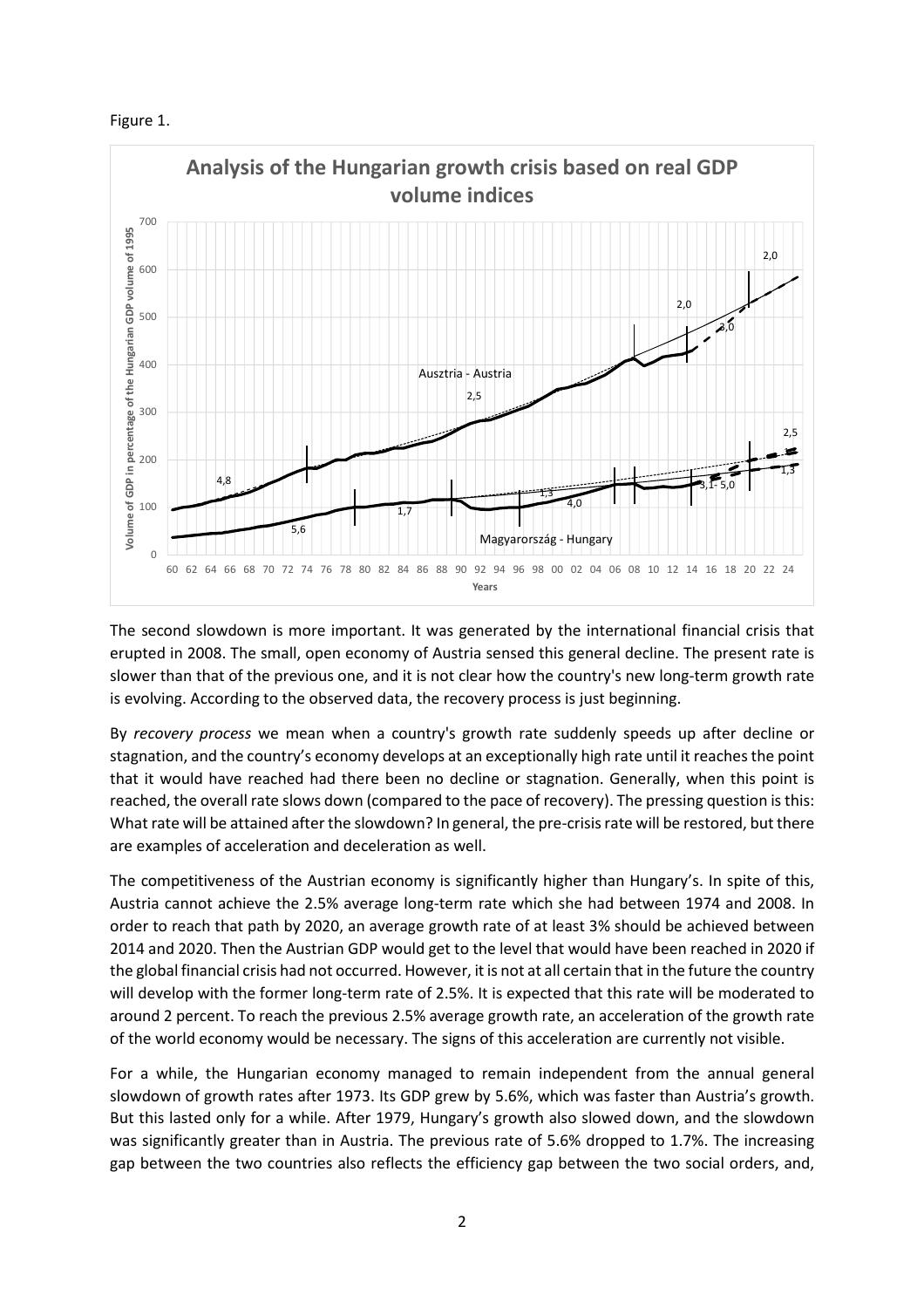Figure 1.

The second slowdown is more important. It was generated by the international financial crisis that erupted in 2008. The small, open economy of Austria sensed this general decline. The present rate is slower than that of the previous one, and it is not clear how the country's new long-term growth rate is evolving. According to the observed data, the recovery process is just beginning.

By *recovery process* we mean when a country's growth rate suddenly speeds up after decline or stagnation, and the country's economy develops at an exceptionally high rate until it reaches the point that it would have reached had there been no decline or stagnation. Generally, when this point is reached, the overall rate slows down (compared to the pace of recovery). The pressing question is this: What rate will be attained after the slowdown? In general, the pre-crisis rate will be restored, but there are examples of acceleration and deceleration as well.

The competitiveness of the Austrian economy is significantly higher than Hungary's. In spite of this, Austria cannot achieve the 2.5% average long-term rate which she had between 1974 and 2008. In order to reach that path by 2020, an average growth rate of at least 3% should be achieved between 2014 and 2020. Then the Austrian GDP would get to the level that would have been reached in 2020 if the global financial crisis had not occurred. However, it is not at all certain that in the future the country will develop with the former long-term rate of 2.5%. It is expected that this rate will be moderated to around 2 percent. To reach the previous 2.5% average growth rate, an acceleration of the growth rate of the world economy would be necessary. The signs of this acceleration are currently not visible.

For a while, the Hungarian economy managed to remain independent from the annual general slowdown of growth rates after 1973. Its GDP grew by 5.6%, which was faster than Austria's growth. But this lasted only for a while. After 1979, Hungary's growth also slowed down, and the slowdown was significantly greater than in Austria. The previous rate of 5.6% dropped to 1.7%. The increasing gap between the two countries also reflects the efficiency gap between the two social orders, and,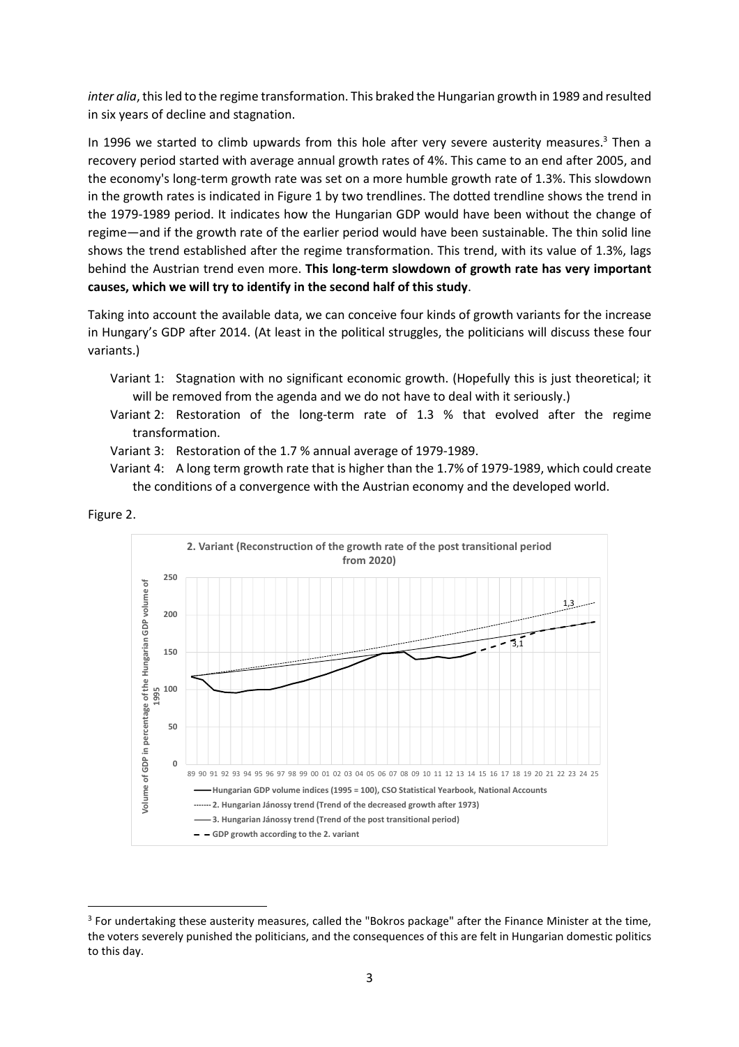*inter alia*, this led to the regime transformation. This braked the Hungarian growth in 1989 and resulted in six years of decline and stagnation.

In 1996 we started to climb upwards from this hole after very severe austerity measures.[3] Then a recovery period started with average annual growth rates of 4%. This came to an end after 2005, and the economy's long-term growth rate was set on a more humble growth rate of 1.3%. This slowdown in the growth rates is indicated in Figure 1 by two trendlines. The dotted trendline shows the trend in the 1979-1989 period. It indicates how the Hungarian GDP would have been without the change of regime—and if the growth rate of the earlier period would have been sustainable. The thin solid line shows the trend established after the regime transformation. This trend, with its value of 1.3%, lags behind the Austrian trend even more. **This long-term slowdown of growth rate has very important causes, which we will try to identify in the second half of this study**.

Taking into account the available data, we can conceive four kinds of growth variants for the increase in Hungary's GDP after 2014. (At least in the political struggles, the politicians will discuss these four variants.)

- Variant 1: Stagnation with no significant economic growth. (Hopefully this is just theoretical; it will be removed from the agenda and we do not have to deal with it seriously.)
- Variant 2: Restoration of the long-term rate of 1.3 % that evolved after the regime transformation.
- Variant 3: Restoration of the 1.7 % annual average of 1979-1989.
- Variant 4: A long term growth rate that is higher than the 1.7% of 1979-1989, which could create the conditions of a convergence with the Austrian economy and the developed world.

Figure 2.

**2. Variant (Reconstruction of the growth rate of the post transitional period from 2020)**

Volume of GDP in percentage of the Hungarian GDP volume of 1995

- Hungarian GDP volume indices (1995 = 100), CSO Statistical Yearbook, National Accounts
- 2. Hungarian Jánossy trend (Trend of the decreased growth after 1973)
- 3. Hungarian Jánossy trend (Trend of the post transitional period)
- GDP growth according to the 2. variant

---

[3] For undertaking these austerity measures, called the "Bokros package" after the Finance Minister at the time, the voters severely punished the politicians, and the consequences of this are felt in Hungarian domestic politics to this day.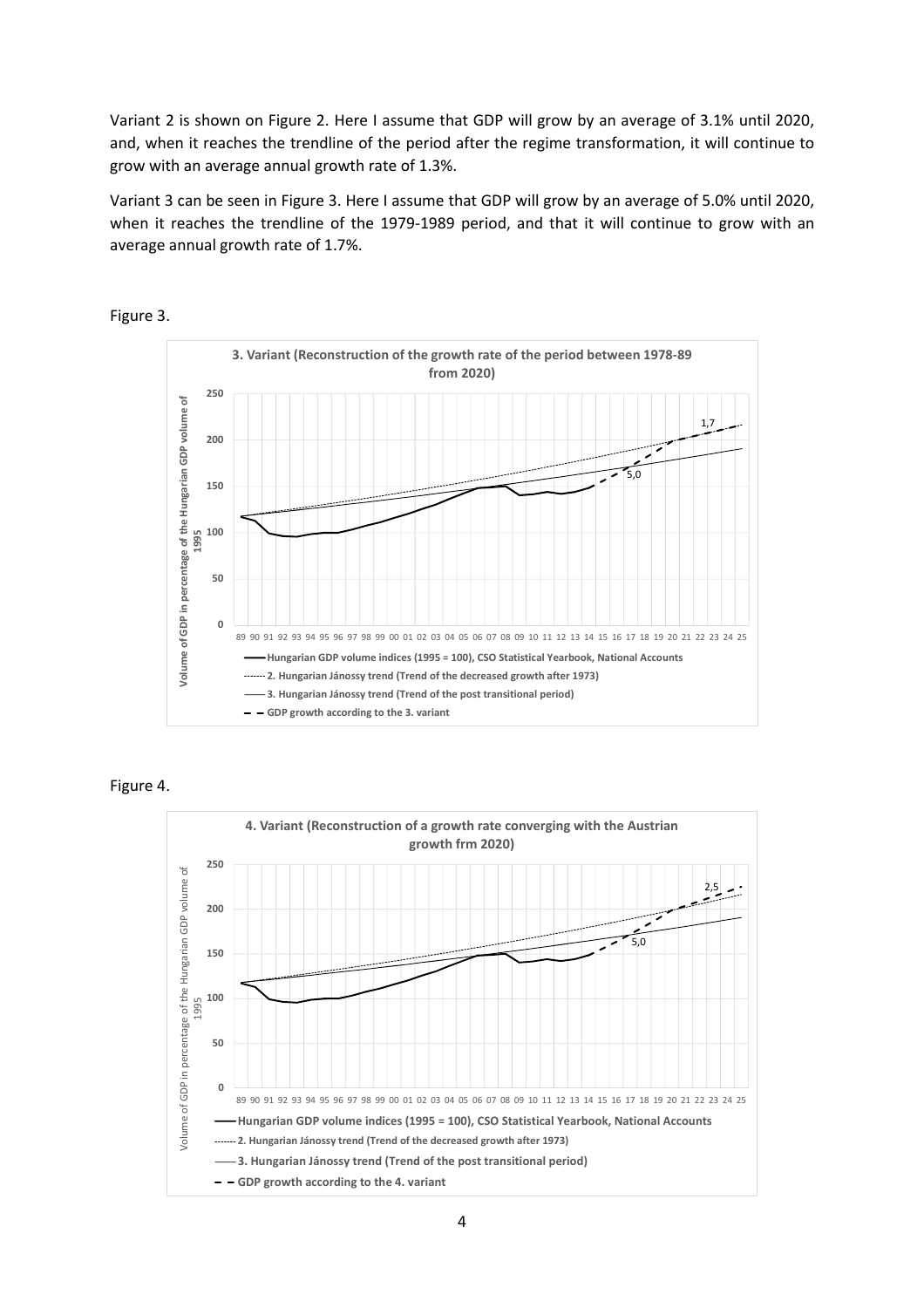Variant 2 is shown on Figure 2. Here I assume that GDP will grow by an average of 3.1% until 2020, and, when it reaches the trendline of the period after the regime transformation, it will continue to grow with an average annual growth rate of 1.3%.

Variant 3 can be seen in Figure 3. Here I assume that GDP will grow by an average of 5.0% until 2020, when it reaches the trendline of the 1979-1989 period, and that it will continue to grow with an average annual growth rate of 1.7%.

Figure 3.

**3. Variant (Reconstruction of the growth rate of the period between 1978-89 from 2020)**

Volume of GDP in percentage of the Hungarian GDP volume of 1995

- Hungarian GDP volume indices (1995 = 100), CSO Statistical Yearbook, National Accounts
- 2. Hungarian Jánossy trend (Trend of the decreased growth after 1973)
- 3. Hungarian Jánossy trend (Trend of the post transitional period)
- GDP growth according to the 3. variant

Figure 4.

**4. Variant (Reconstruction of a growth rate converging with the Austrian growth frm 2020)**

Volume of GDP in percentage of the Hungarian GDP volume of 1995

- Hungarian GDP volume indices (1995 = 100), CSO Statistical Yearbook, National Accounts
- 2. Hungarian Jánossy trend (Trend of the decreased growth after 1973)
- 3. Hungarian Jánossy trend (Trend of the post transitional period)
- GDP growth according to the 4. variant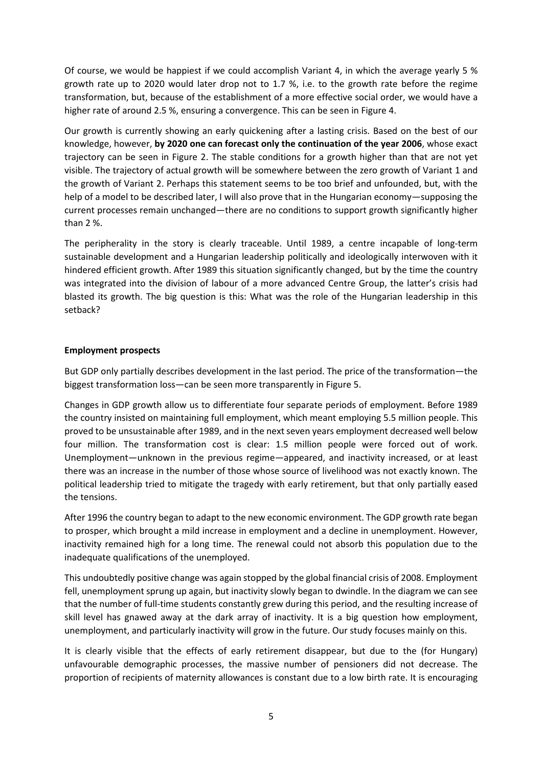Of course, we would be happiest if we could accomplish Variant 4, in which the average yearly 5 % growth rate up to 2020 would later drop not to 1.7 %, i.e. to the growth rate before the regime transformation, but, because of the establishment of a more effective social order, we would have a higher rate of around 2.5 %, ensuring a convergence. This can be seen in Figure 4.

Our growth is currently showing an early quickening after a lasting crisis. Based on the best of our knowledge, however, **by 2020 one can forecast only the continuation of the year 2006**, whose exact trajectory can be seen in Figure 2. The stable conditions for a growth higher than that are not yet visible. The trajectory of actual growth will be somewhere between the zero growth of Variant 1 and the growth of Variant 2. Perhaps this statement seems to be too brief and unfounded, but, with the help of a model to be described later, I will also prove that in the Hungarian economy—supposing the current processes remain unchanged—there are no conditions to support growth significantly higher than 2 %.

The peripherality in the story is clearly traceable. Until 1989, a centre incapable of long-term sustainable development and a Hungarian leadership politically and ideologically interwoven with it hindered efficient growth. After 1989 this situation significantly changed, but by the time the country was integrated into the division of labour of a more advanced Centre Group, the latter's crisis had blasted its growth. The big question is this: What was the role of the Hungarian leadership in this setback?

**Employment prospects**

But GDP only partially describes development in the last period. The price of the transformation—the biggest transformation loss—can be seen more transparently in Figure 5.

Changes in GDP growth allow us to differentiate four separate periods of employment. Before 1989 the country insisted on maintaining full employment, which meant employing 5.5 million people. This proved to be unsustainable after 1989, and in the next seven years employment decreased well below four million. The transformation cost is clear: 1.5 million people were forced out of work. Unemployment—unknown in the previous regime—appeared, and inactivity increased, or at least there was an increase in the number of those whose source of livelihood was not exactly known. The political leadership tried to mitigate the tragedy with early retirement, but that only partially eased the tensions.

After 1996 the country began to adapt to the new economic environment. The GDP growth rate began to prosper, which brought a mild increase in employment and a decline in unemployment. However, inactivity remained high for a long time. The renewal could not absorb this population due to the inadequate qualifications of the unemployed.

This undoubtedly positive change was again stopped by the global financial crisis of 2008. Employment fell, unemployment sprung up again, but inactivity slowly began to dwindle. In the diagram we can see that the number of full-time students constantly grew during this period, and the resulting increase of skill level has gnawed away at the dark array of inactivity. It is a big question how employment, unemployment, and particularly inactivity will grow in the future. Our study focuses mainly on this.

It is clearly visible that the effects of early retirement disappear, but due to the (for Hungary) unfavourable demographic processes, the massive number of pensioners did not decrease. The proportion of recipients of maternity allowances is constant due to a low birth rate. It is encouraging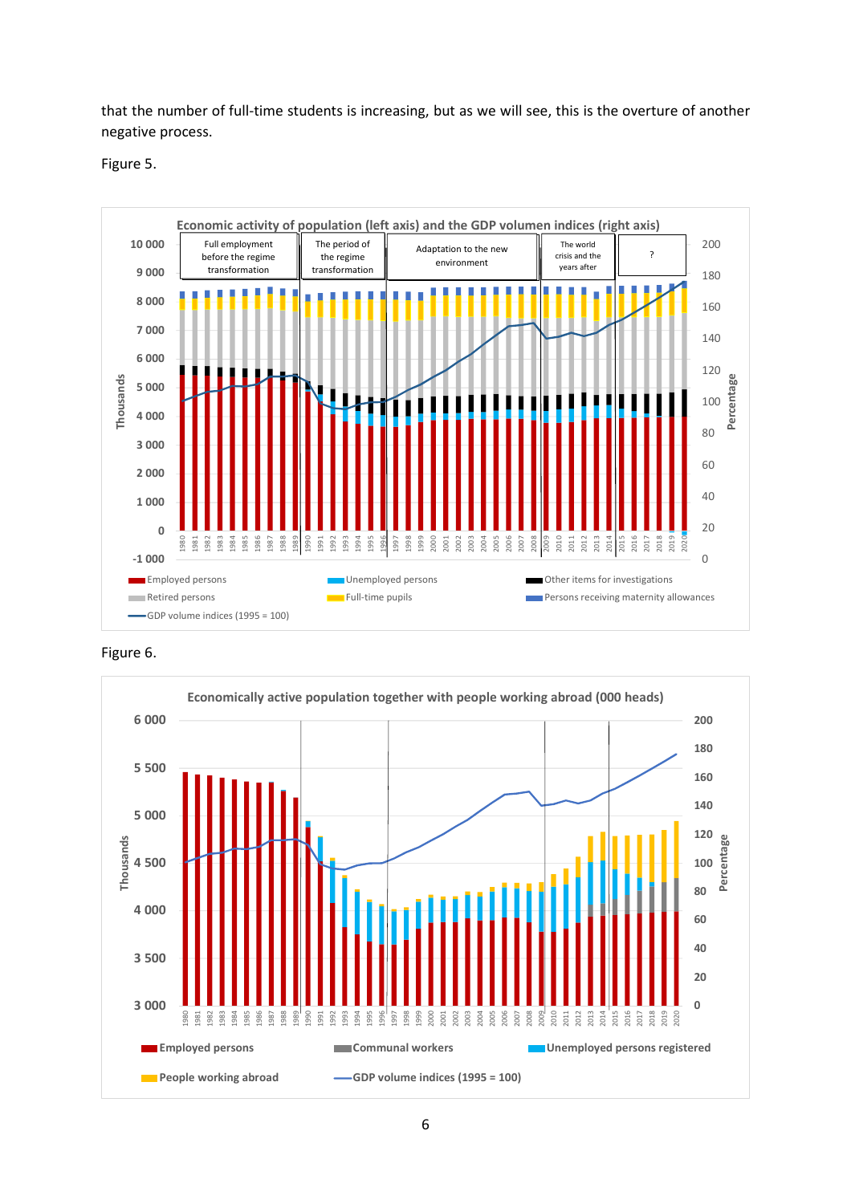that the number of full-time students is increasing, but as we will see, this is the overture of another negative process.

Figure 5.

Figure 6.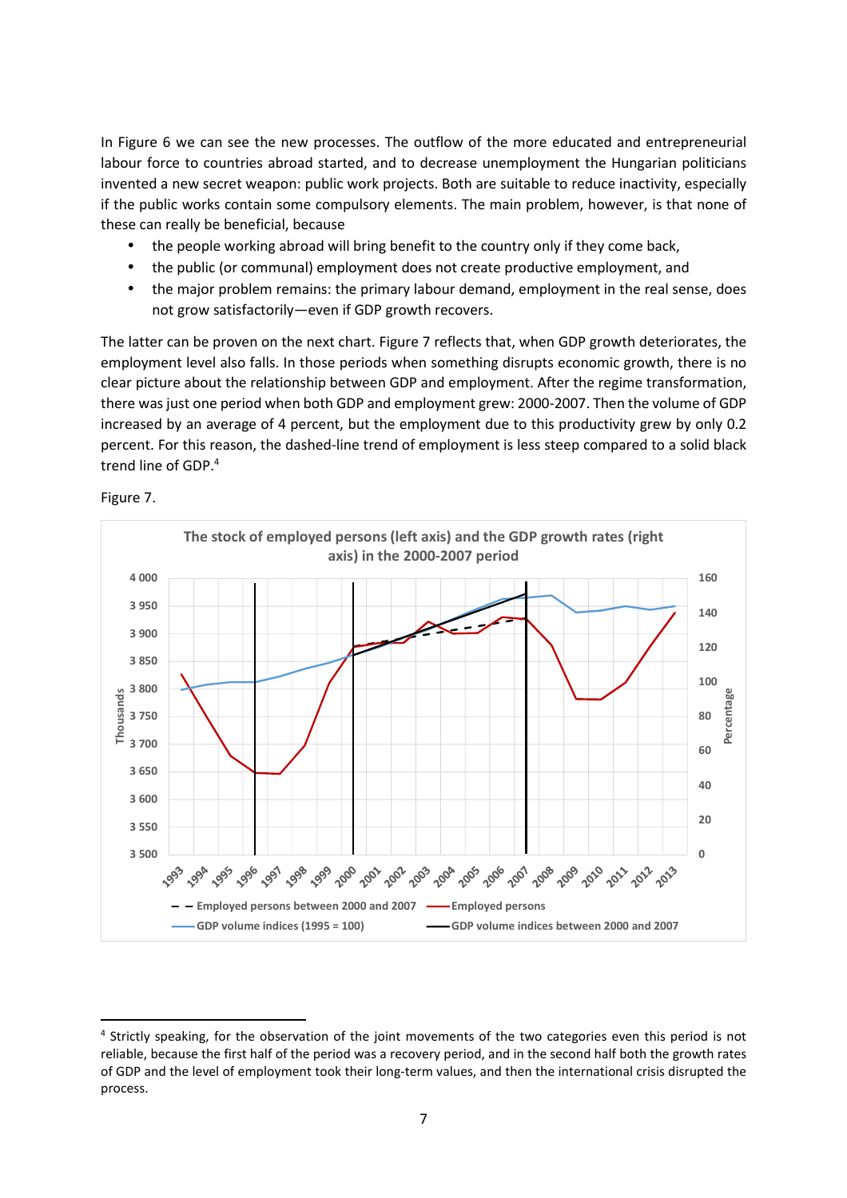In Figure 6 we can see the new processes. The outflow of the more educated and entrepreneurial labour force to countries abroad started, and to decrease unemployment the Hungarian politicians invented a new secret weapon: public work projects. Both are suitable to reduce inactivity, especially if the public works contain some compulsory elements. The main problem, however, is that none of these can really be beneficial, because

- the people working abroad will bring benefit to the country only if they come back,
- the public (or communal) employment does not create productive employment, and
- the major problem remains: the primary labour demand, employment in the real sense, does not grow satisfactorily—even if GDP growth recovers.

The latter can be proven on the next chart. Figure 7 reflects that, when GDP growth deteriorates, the employment level also falls. In those periods when something disrupts economic growth, there is no clear picture about the relationship between GDP and employment. After the regime transformation, there was just one period when both GDP and employment grew: 2000-2007. Then the volume of GDP increased by an average of 4 percent, but the employment due to this productivity grew by only 0.2 percent. For this reason, the dashed-line trend of employment is less steep compared to a solid black trend line of GDP.[4]

Figure 7.

**The stock of employed persons (left axis) and the GDP growth rates (right axis) in the 2000-2007 period**

[4] Strictly speaking, for the observation of the joint movements of the two categories even this period is not reliable, because the first half of the period was a recovery period, and in the second half both the growth rates of GDP and the level of employment took their long-term values, and then the international crisis disrupted the process.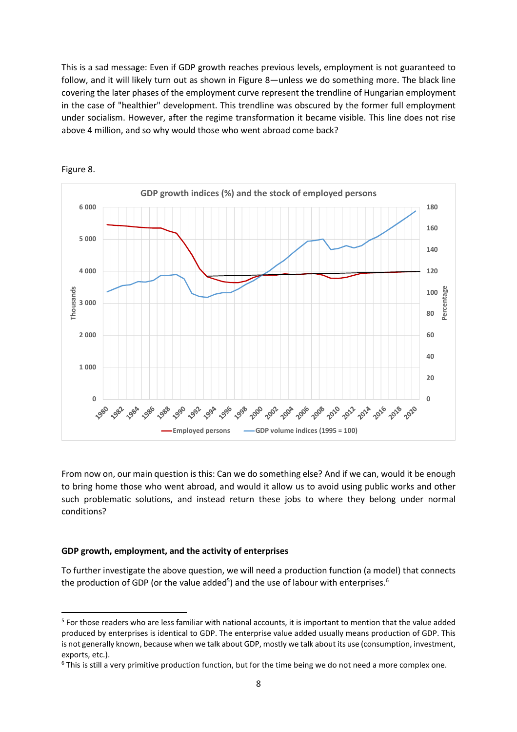This is a sad message: Even if GDP growth reaches previous levels, employment is not guaranteed to follow, and it will likely turn out as shown in Figure 8—unless we do something more. The black line covering the later phases of the employment curve represent the trendline of Hungarian employment in the case of "healthier" development. This trendline was obscured by the former full employment under socialism. However, after the regime transformation it became visible. This line does not rise above 4 million, and so why would those who went abroad come back?

Figure 8.

From now on, our main question is this: Can we do something else? And if we can, would it be enough to bring home those who went abroad, and would it allow us to avoid using public works and other such problematic solutions, and instead return these jobs to where they belong under normal conditions?

### GDP growth, employment, and the activity of enterprises

To further investigate the above question, we will need a production function (a model) that connects the production of GDP (or the value added[5]) and the use of labour with enterprises.[6]

[5] For those readers who are less familiar with national accounts, it is important to mention that the value added produced by enterprises is identical to GDP. The enterprise value added usually means production of GDP. This is not generally known, because when we talk about GDP, mostly we talk about its use (consumption, investment, exports, etc.).

[6] This is still a very primitive production function, but for the time being we do not need a more complex one.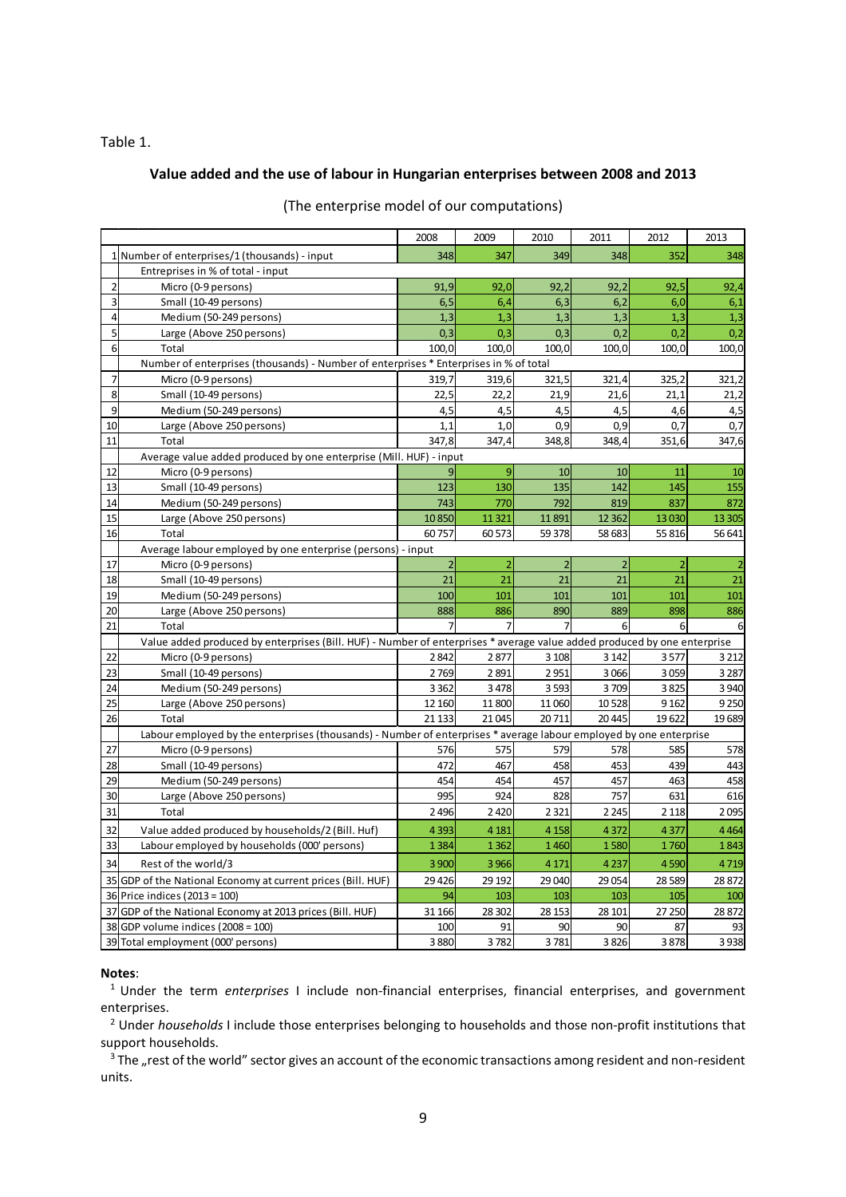Table 1.

## Value added and the use of labour in Hungarian enterprises between 2008 and 2013

(The enterprise model of our computations)

| | | 2008 | 2009 | 2010 | 2011 | 2012 | 2013 |
|---|---|---|---|---|---|---|---|
| 1 | Number of enterprises/1 (thousands) - input | 348 | 347 | 349 | 348 | 352 | 348 |
| | Entreprises in % of total - input | | | | | | |
| 2 | Micro (0-9 persons) | 91,9 | 92,0 | 92,2 | 92,2 | 92,5 | 92,4 |
| 3 | Small (10-49 persons) | 6,5 | 6,4 | 6,3 | 6,2 | 6,0 | 6,1 |
| 4 | Medium (50-249 persons) | 1,3 | 1,3 | 1,3 | 1,3 | 1,3 | 1,3 |
| 5 | Large (Above 250 persons) | 0,3 | 0,3 | 0,3 | 0,2 | 0,2 | 0,2 |
| 6 | Total | 100,0 | 100,0 | 100,0 | 100,0 | 100,0 | 100,0 |
| | Number of enterprises (thousands) - Number of enterprises * Enterprises in % of total | | | | | | |
| 7 | Micro (0-9 persons) | 319,7 | 319,6 | 321,5 | 321,4 | 325,2 | 321,2 |
| 8 | Small (10-49 persons) | 22,5 | 22,2 | 21,9 | 21,6 | 21,1 | 21,2 |
| 9 | Medium (50-249 persons) | 4,5 | 4,5 | 4,5 | 4,5 | 4,6 | 4,5 |
| 10 | Large (Above 250 persons) | 1,1 | 1,0 | 0,9 | 0,9 | 0,7 | 0,7 |
| 11 | Total | 347,8 | 347,4 | 348,8 | 348,4 | 351,6 | 347,6 |
| | Average value added produced by one enterprise (Mill. HUF) - input | | | | | | |
| 12 | Micro (0-9 persons) | 9 | 9 | 10 | 10 | 11 | 10 |
| 13 | Small (10-49 persons) | 123 | 130 | 135 | 142 | 145 | 155 |
| 14 | Medium (50-249 persons) | 743 | 770 | 792 | 819 | 837 | 872 |
| 15 | Large (Above 250 persons) | 10 850 | 11 321 | 11 891 | 12 362 | 13 030 | 13 305 |
| 16 | Total | 60 757 | 60 573 | 59 378 | 58 683 | 55 816 | 56 641 |
| | Average labour employed by one enterprise (persons) - input | | | | | | |
| 17 | Micro (0-9 persons) | 2 | 2 | 2 | 2 | 2 | 2 |
| 18 | Small (10-49 persons) | 21 | 21 | 21 | 21 | 21 | 21 |
| 19 | Medium (50-249 persons) | 100 | 101 | 101 | 101 | 101 | 101 |
| 20 | Large (Above 250 persons) | 888 | 886 | 890 | 889 | 898 | 886 |
| 21 | Total | 7 | 7 | 7 | 6 | 6 | 6 |
| | Value added produced by enterprises (Bill. HUF) - Number of enterprises * average value added produced by one enterprise | | | | | | |
| 22 | Micro (0-9 persons) | 2 842 | 2 877 | 3 108 | 3 142 | 3 577 | 3 212 |
| 23 | Small (10-49 persons) | 2 769 | 2 891 | 2 951 | 3 066 | 3 059 | 3 287 |
| 24 | Medium (50-249 persons) | 3 362 | 3 478 | 3 593 | 3 709 | 3 825 | 3 940 |
| 25 | Large (Above 250 persons) | 12 160 | 11 800 | 11 060 | 10 528 | 9 162 | 9 250 |
| 26 | Total | 21 133 | 21 045 | 20 711 | 20 445 | 19 622 | 19 689 |
| | Labour employed by the enterprises (thousands) - Number of enterprises * average labour employed by one enterprise | | | | | | |
| 27 | Micro (0-9 persons) | 576 | 575 | 579 | 578 | 585 | 578 |
| 28 | Small (10-49 persons) | 472 | 467 | 458 | 453 | 439 | 443 |
| 29 | Medium (50-249 persons) | 454 | 454 | 457 | 457 | 463 | 458 |
| 30 | Large (Above 250 persons) | 995 | 924 | 828 | 757 | 631 | 616 |
| 31 | Total | 2 496 | 2 420 | 2 321 | 2 245 | 2 118 | 2 095 |
| 32 | Value added produced by households/2 (Bill. Huf) | 4 393 | 4 181 | 4 158 | 4 372 | 4 377 | 4 464 |
| 33 | Labour employed by households (000' persons) | 1 384 | 1 362 | 1 460 | 1 580 | 1 760 | 1 843 |
| 34 | Rest of the world/3 | 3 900 | 3 966 | 4 171 | 4 237 | 4 590 | 4 719 |
| 35 | GDP of the National Economy at current prices (Bill. HUF) | 29 426 | 29 192 | 29 040 | 29 054 | 28 589 | 28 872 |
| 36 | Price indices (2013 = 100) | 94 | 103 | 103 | 103 | 105 | 100 |
| 37 | GDP of the National Economy at 2013 prices (Bill. HUF) | 31 166 | 28 302 | 28 153 | 28 101 | 27 250 | 28 872 |
| 38 | GDP volume indices (2008 = 100) | 100 | 91 | 90 | 90 | 87 | 93 |
| 39 | Total employment (000' persons) | 3 880 | 3 782 | 3 781 | 3 826 | 3 878 | 3 938 |

**Notes**:

[1] Under the term *enterprises* I include non-financial enterprises, financial enterprises, and government enterprises.

[2] Under *households* I include those enterprises belonging to households and those non-profit institutions that support households.

[3] The „rest of the world" sector gives an account of the economic transactions among resident and non-resident units.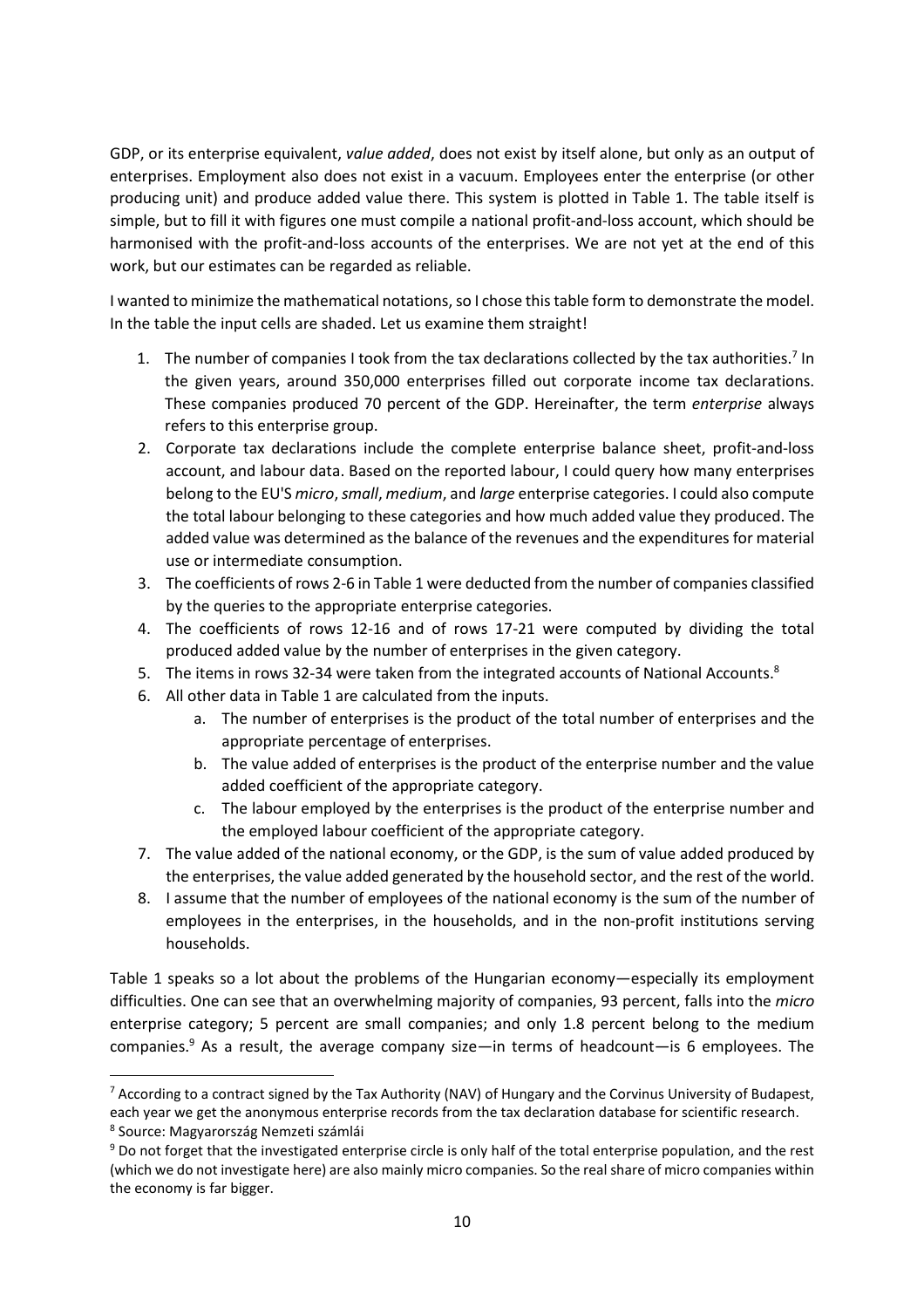GDP, or its enterprise equivalent, *value added*, does not exist by itself alone, but only as an output of enterprises. Employment also does not exist in a vacuum. Employees enter the enterprise (or other producing unit) and produce added value there. This system is plotted in Table 1. The table itself is simple, but to fill it with figures one must compile a national profit-and-loss account, which should be harmonised with the profit-and-loss accounts of the enterprises. We are not yet at the end of this work, but our estimates can be regarded as reliable.

I wanted to minimize the mathematical notations, so I chose this table form to demonstrate the model. In the table the input cells are shaded. Let us examine them straight!

1. The number of companies I took from the tax declarations collected by the tax authorities.[7] In the given years, around 350,000 enterprises filled out corporate income tax declarations. These companies produced 70 percent of the GDP. Hereinafter, the term *enterprise* always refers to this enterprise group.
2. Corporate tax declarations include the complete enterprise balance sheet, profit-and-loss account, and labour data. Based on the reported labour, I could query how many enterprises belong to the EU'S *micro*, *small*, *medium*, and *large* enterprise categories. I could also compute the total labour belonging to these categories and how much added value they produced. The added value was determined as the balance of the revenues and the expenditures for material use or intermediate consumption.
3. The coefficients of rows 2-6 in Table 1 were deducted from the number of companies classified by the queries to the appropriate enterprise categories.
4. The coefficients of rows 12-16 and of rows 17-21 were computed by dividing the total produced added value by the number of enterprises in the given category.
5. The items in rows 32-34 were taken from the integrated accounts of National Accounts.[8]
6. All other data in Table 1 are calculated from the inputs.
   a. The number of enterprises is the product of the total number of enterprises and the appropriate percentage of enterprises.
   b. The value added of enterprises is the product of the enterprise number and the value added coefficient of the appropriate category.
   c. The labour employed by the enterprises is the product of the enterprise number and the employed labour coefficient of the appropriate category.
7. The value added of the national economy, or the GDP, is the sum of value added produced by the enterprises, the value added generated by the household sector, and the rest of the world.
8. I assume that the number of employees of the national economy is the sum of the number of employees in the enterprises, in the households, and in the non-profit institutions serving households.

Table 1 speaks so a lot about the problems of the Hungarian economy—especially its employment difficulties. One can see that an overwhelming majority of companies, 93 percent, falls into the *micro* enterprise category; 5 percent are small companies; and only 1.8 percent belong to the medium companies.[9] As a result, the average company size—in terms of headcount—is 6 employees. The

[7] According to a contract signed by the Tax Authority (NAV) of Hungary and the Corvinus University of Budapest, each year we get the anonymous enterprise records from the tax declaration database for scientific research.

[8] Source: Magyarország Nemzeti számlái

[9] Do not forget that the investigated enterprise circle is only half of the total enterprise population, and the rest (which we do not investigate here) are also mainly micro companies. So the real share of micro companies within the economy is far bigger.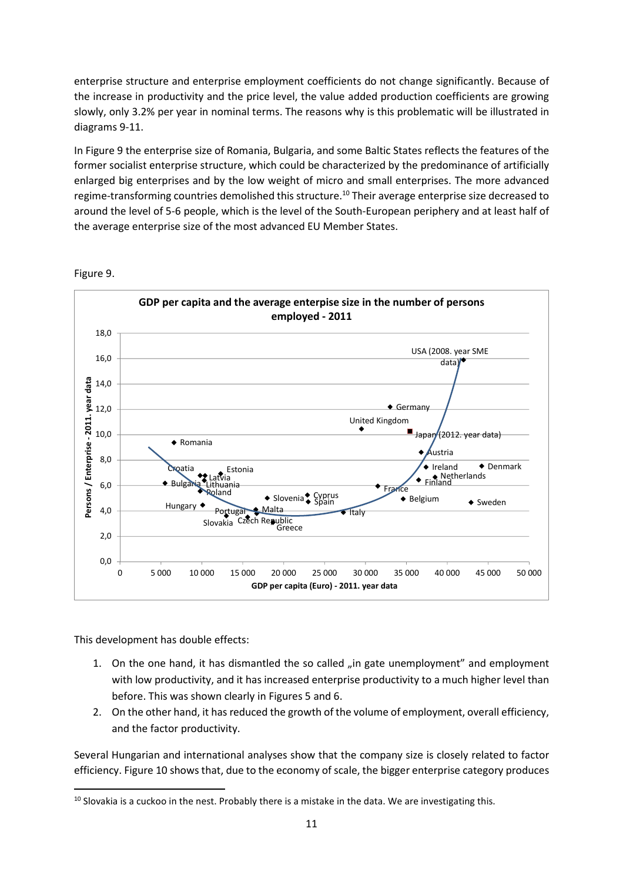enterprise structure and enterprise employment coefficients do not change significantly. Because of the increase in productivity and the price level, the value added production coefficients are growing slowly, only 3.2% per year in nominal terms. The reasons why is this problematic will be illustrated in diagrams 9-11.

In Figure 9 the enterprise size of Romania, Bulgaria, and some Baltic States reflects the features of the former socialist enterprise structure, which could be characterized by the predominance of artificially enlarged big enterprises and by the low weight of micro and small enterprises. The more advanced regime-transforming countries demolished this structure.[10] Their average enterprise size decreased to around the level of 5-6 people, which is the level of the South-European periphery and at least half of the average enterprise size of the most advanced EU Member States.

Figure 9.

**GDP per capita and the average enterprise size in the number of persons employed - 2011**

This development has double effects:

1. On the one hand, it has dismantled the so called „in gate unemployment" and employment with low productivity, and it has increased enterprise productivity to a much higher level than before. This was shown clearly in Figures 5 and 6.
2. On the other hand, it has reduced the growth of the volume of employment, overall efficiency, and the factor productivity.

Several Hungarian and international analyses show that the company size is closely related to factor efficiency. Figure 10 shows that, due to the economy of scale, the bigger enterprise category produces

[10] Slovakia is a cuckoo in the nest. Probably there is a mistake in the data. We are investigating this.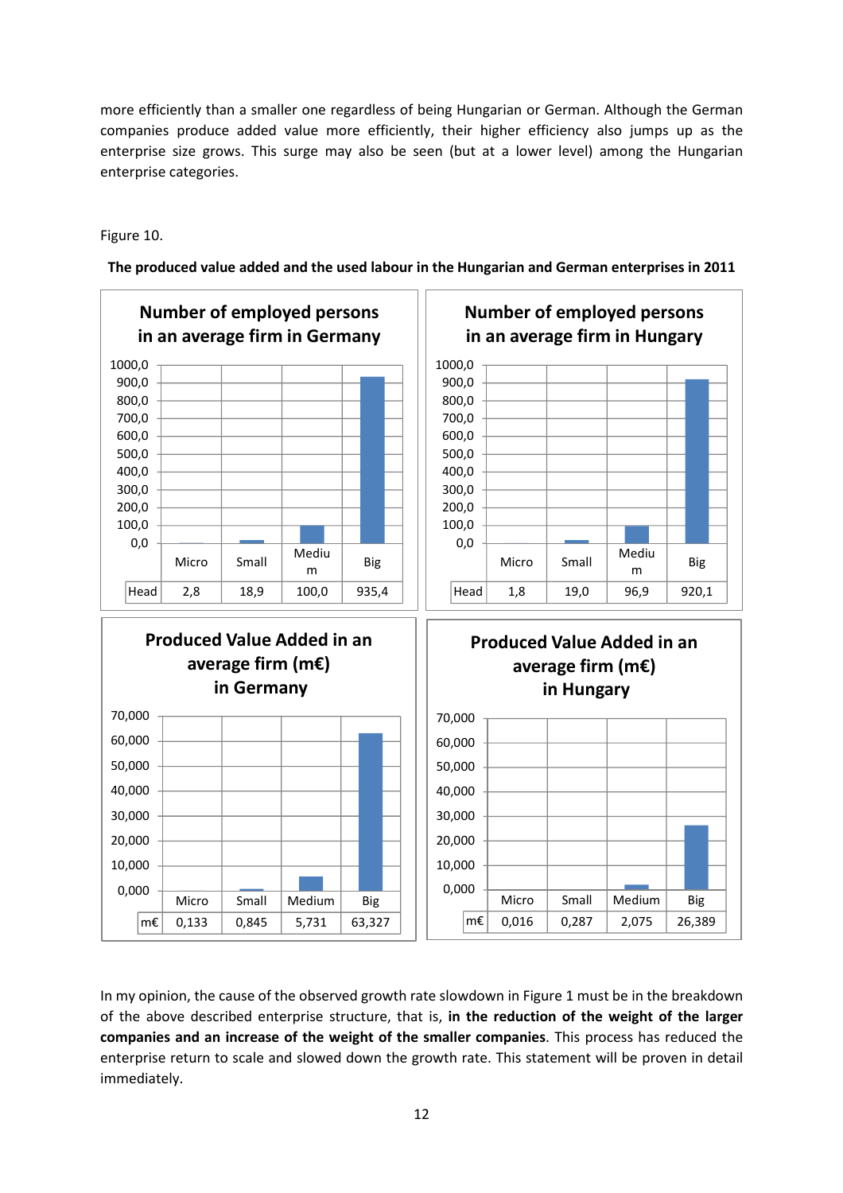more efficiently than a smaller one regardless of being Hungarian or German. Although the German companies produce added value more efficiently, their higher efficiency also jumps up as the enterprise size grows. This surge may also be seen (but at a lower level) among the Hungarian enterprise categories.

Figure 10.

**The produced value added and the used labour in the Hungarian and German enterprises in 2011**

**Number of employed persons in an average firm in Germany**

| | Micro | Small | Medium | Big |
|---|---|---|---|---|
| Head | 2,8 | 18,9 | 100,0 | 935,4 |

**Number of employed persons in an average firm in Hungary**

| | Micro | Small | Medium | Big |
|---|---|---|---|---|
| Head | 1,8 | 19,0 | 96,9 | 920,1 |

**Produced Value Added in an average firm (m€) in Germany**

| | Micro | Small | Medium | Big |
|---|---|---|---|---|
| m€ | 0,133 | 0,845 | 5,731 | 63,327 |

**Produced Value Added in an average firm (m€) in Hungary**

| | Micro | Small | Medium | Big |
|---|---|---|---|---|
| m€ | 0,016 | 0,287 | 2,075 | 26,389 |

In my opinion, the cause of the observed growth rate slowdown in Figure 1 must be in the breakdown of the above described enterprise structure, that is, **in the reduction of the weight of the larger companies and an increase of the weight of the smaller companies**. This process has reduced the enterprise return to scale and slowed down the growth rate. This statement will be proven in detail immediately.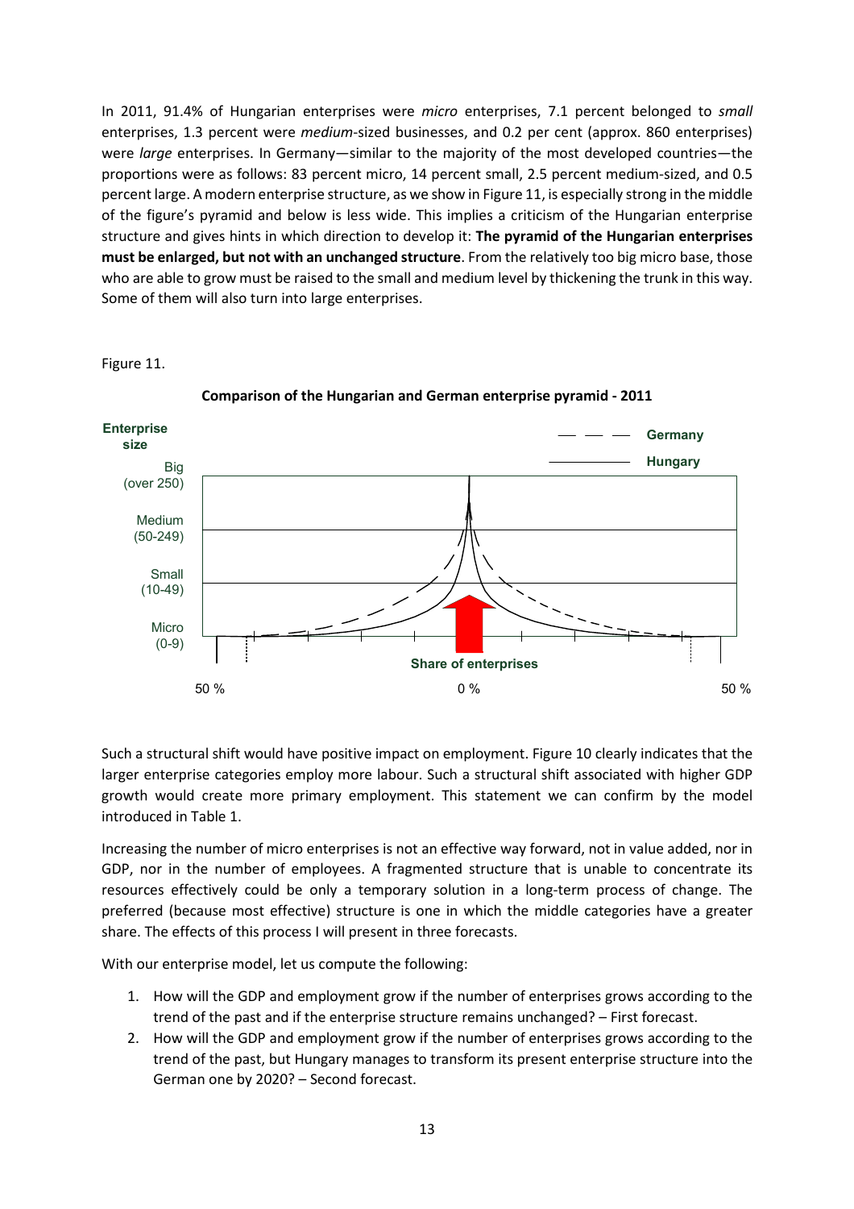In 2011, 91.4% of Hungarian enterprises were *micro* enterprises, 7.1 percent belonged to *small* enterprises, 1.3 percent were *medium*-sized businesses, and 0.2 per cent (approx. 860 enterprises) were *large* enterprises. In Germany—similar to the majority of the most developed countries—the proportions were as follows: 83 percent micro, 14 percent small, 2.5 percent medium-sized, and 0.5 percent large. A modern enterprise structure, as we show in Figure 11, is especially strong in the middle of the figure's pyramid and below is less wide. This implies a criticism of the Hungarian enterprise structure and gives hints in which direction to develop it: **The pyramid of the Hungarian enterprises must be enlarged, but not with an unchanged structure**. From the relatively too big micro base, those who are able to grow must be raised to the small and medium level by thickening the trunk in this way. Some of them will also turn into large enterprises.

Figure 11.

**Comparison of the Hungarian and German enterprise pyramid - 2011**

Enterprise size: Big (over 250); Medium (50-249); Small (10-49); Micro (0-9)

— — — Germany
——— Hungary

Share of enterprises: 50 % | 0 % | 50 %

Such a structural shift would have positive impact on employment. Figure 10 clearly indicates that the larger enterprise categories employ more labour. Such a structural shift associated with higher GDP growth would create more primary employment. This statement we can confirm by the model introduced in Table 1.

Increasing the number of micro enterprises is not an effective way forward, not in value added, nor in GDP, nor in the number of employees. A fragmented structure that is unable to concentrate its resources effectively could be only a temporary solution in a long-term process of change. The preferred (because most effective) structure is one in which the middle categories have a greater share. The effects of this process I will present in three forecasts.

With our enterprise model, let us compute the following:

1. How will the GDP and employment grow if the number of enterprises grows according to the trend of the past and if the enterprise structure remains unchanged? – First forecast.
2. How will the GDP and employment grow if the number of enterprises grows according to the trend of the past, but Hungary manages to transform its present enterprise structure into the German one by 2020? – Second forecast.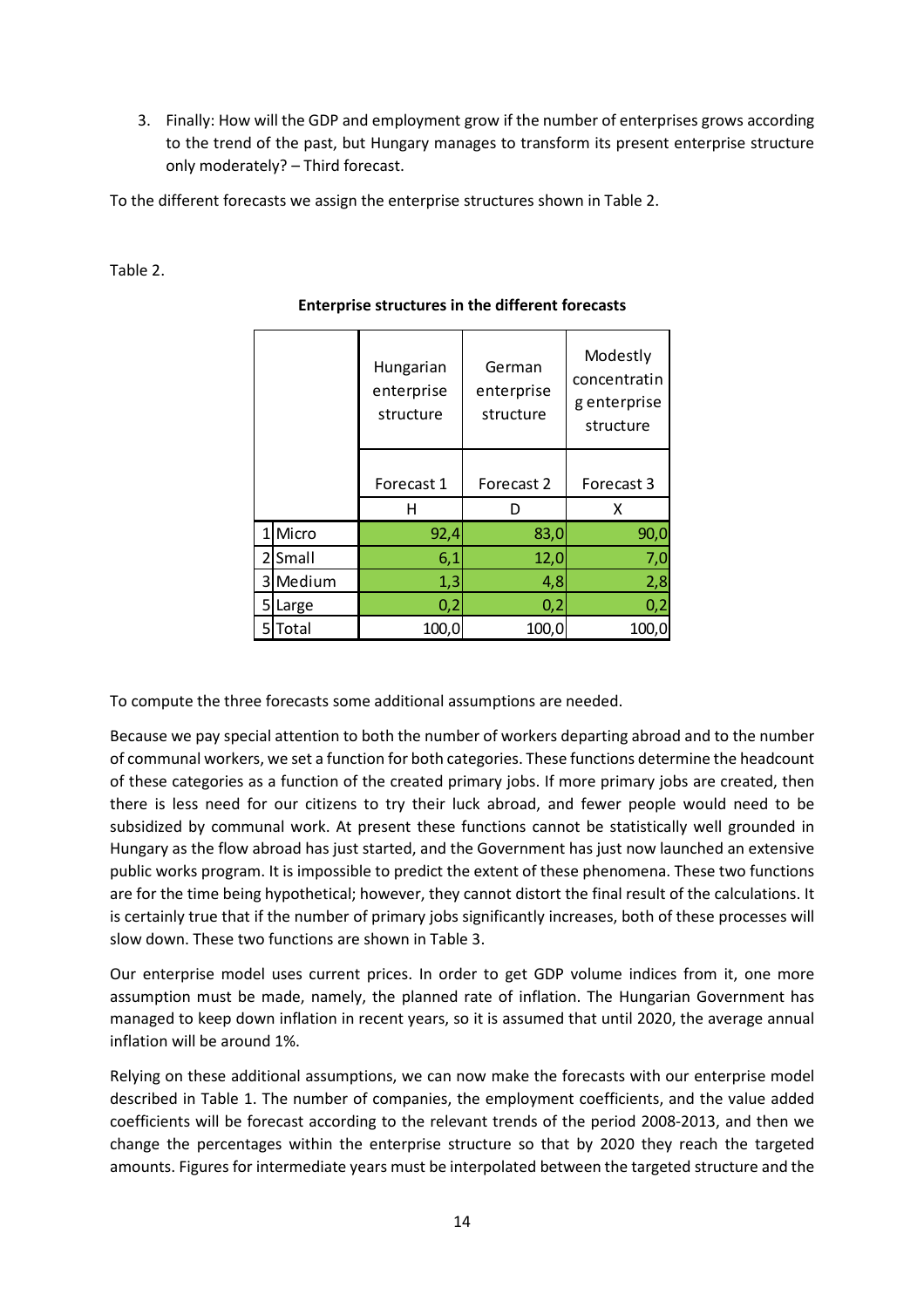3. Finally: How will the GDP and employment grow if the number of enterprises grows according to the trend of the past, but Hungary manages to transform its present enterprise structure only moderately? – Third forecast.

To the different forecasts we assign the enterprise structures shown in Table 2.

Table 2.

**Enterprise structures in the different forecasts**

| | | Hungarian enterprise structure | German enterprise structure | Modestly concentrating enterprise structure |
|---|---|---|---|---|
| | | Forecast 1 | Forecast 2 | Forecast 3 |
| | | H | D | X |
| 1 | Micro | 92,4 | 83,0 | 90,0 |
| 2 | Small | 6,1 | 12,0 | 7,0 |
| 3 | Medium | 1,3 | 4,8 | 2,8 |
| 5 | Large | 0,2 | 0,2 | 0,2 |
| 5 | Total | 100,0 | 100,0 | 100,0 |

To compute the three forecasts some additional assumptions are needed.

Because we pay special attention to both the number of workers departing abroad and to the number of communal workers, we set a function for both categories. These functions determine the headcount of these categories as a function of the created primary jobs. If more primary jobs are created, then there is less need for our citizens to try their luck abroad, and fewer people would need to be subsidized by communal work. At present these functions cannot be statistically well grounded in Hungary as the flow abroad has just started, and the Government has just now launched an extensive public works program. It is impossible to predict the extent of these phenomena. These two functions are for the time being hypothetical; however, they cannot distort the final result of the calculations. It is certainly true that if the number of primary jobs significantly increases, both of these processes will slow down. These two functions are shown in Table 3.

Our enterprise model uses current prices. In order to get GDP volume indices from it, one more assumption must be made, namely, the planned rate of inflation. The Hungarian Government has managed to keep down inflation in recent years, so it is assumed that until 2020, the average annual inflation will be around 1%.

Relying on these additional assumptions, we can now make the forecasts with our enterprise model described in Table 1. The number of companies, the employment coefficients, and the value added coefficients will be forecast according to the relevant trends of the period 2008-2013, and then we change the percentages within the enterprise structure so that by 2020 they reach the targeted amounts. Figures for intermediate years must be interpolated between the targeted structure and the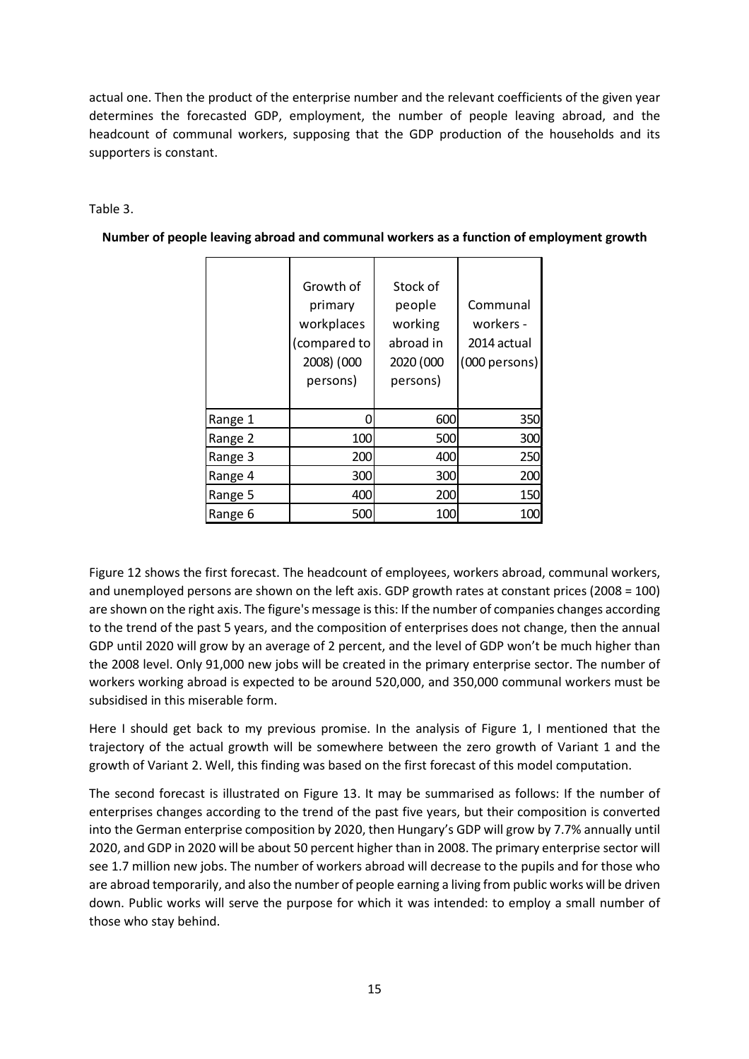actual one. Then the product of the enterprise number and the relevant coefficients of the given year determines the forecasted GDP, employment, the number of people leaving abroad, and the headcount of communal workers, supposing that the GDP production of the households and its supporters is constant.

Table 3.

**Number of people leaving abroad and communal workers as a function of employment growth**

| | Growth of primary workplaces (compared to 2008) (000 persons) | Stock of people working abroad in 2020 (000 persons) | Communal workers - 2014 actual (000 persons) |
|---|---|---|---|
| Range 1 | 0 | 600 | 350 |
| Range 2 | 100 | 500 | 300 |
| Range 3 | 200 | 400 | 250 |
| Range 4 | 300 | 300 | 200 |
| Range 5 | 400 | 200 | 150 |
| Range 6 | 500 | 100 | 100 |

Figure 12 shows the first forecast. The headcount of employees, workers abroad, communal workers, and unemployed persons are shown on the left axis. GDP growth rates at constant prices (2008 = 100) are shown on the right axis. The figure's message is this: If the number of companies changes according to the trend of the past 5 years, and the composition of enterprises does not change, then the annual GDP until 2020 will grow by an average of 2 percent, and the level of GDP won't be much higher than the 2008 level. Only 91,000 new jobs will be created in the primary enterprise sector. The number of workers working abroad is expected to be around 520,000, and 350,000 communal workers must be subsidised in this miserable form.

Here I should get back to my previous promise. In the analysis of Figure 1, I mentioned that the trajectory of the actual growth will be somewhere between the zero growth of Variant 1 and the growth of Variant 2. Well, this finding was based on the first forecast of this model computation.

The second forecast is illustrated on Figure 13. It may be summarised as follows: If the number of enterprises changes according to the trend of the past five years, but their composition is converted into the German enterprise composition by 2020, then Hungary's GDP will grow by 7.7% annually until 2020, and GDP in 2020 will be about 50 percent higher than in 2008. The primary enterprise sector will see 1.7 million new jobs. The number of workers abroad will decrease to the pupils and for those who are abroad temporarily, and also the number of people earning a living from public works will be driven down. Public works will serve the purpose for which it was intended: to employ a small number of those who stay behind.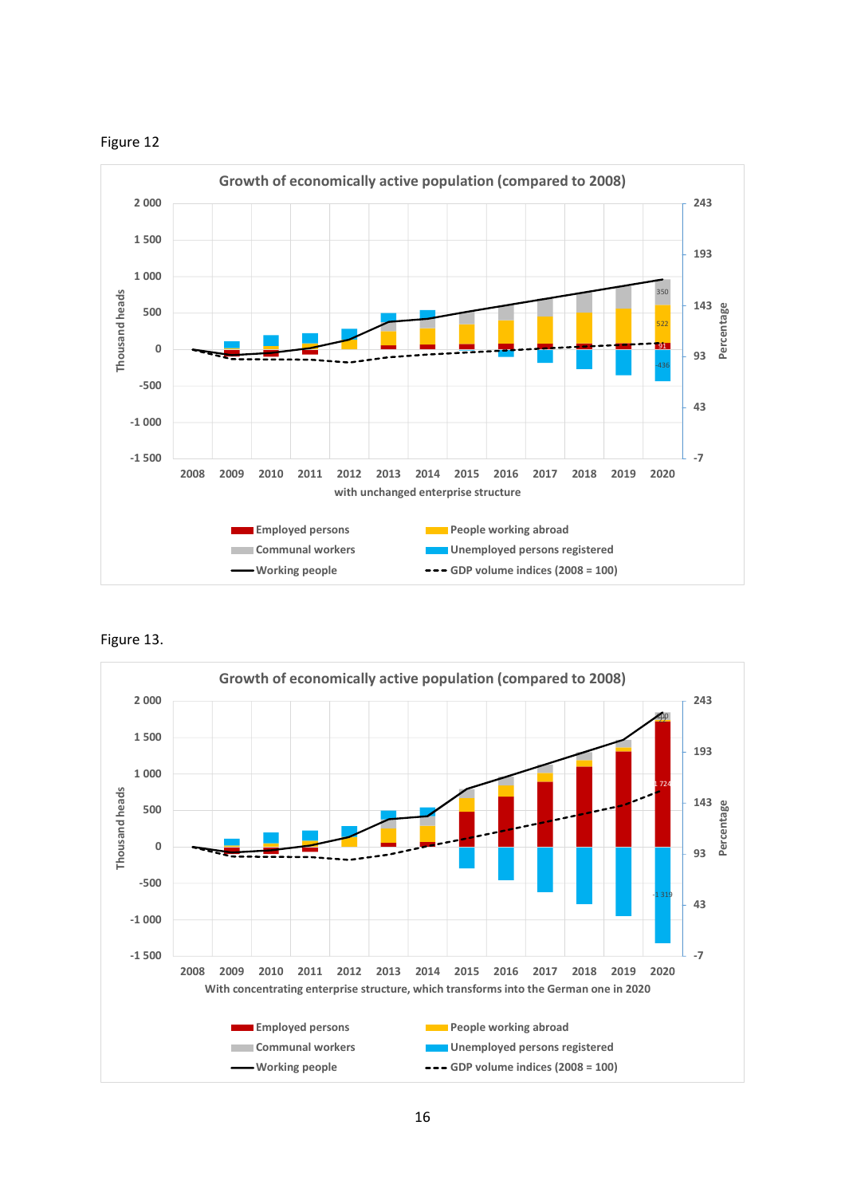Figure 12

**Growth of economically active population (compared to 2008)**

with unchanged enterprise structure

Figure 13.

**Growth of economically active population (compared to 2008)**

With concentrating enterprise structure, which transforms into the German one in 2020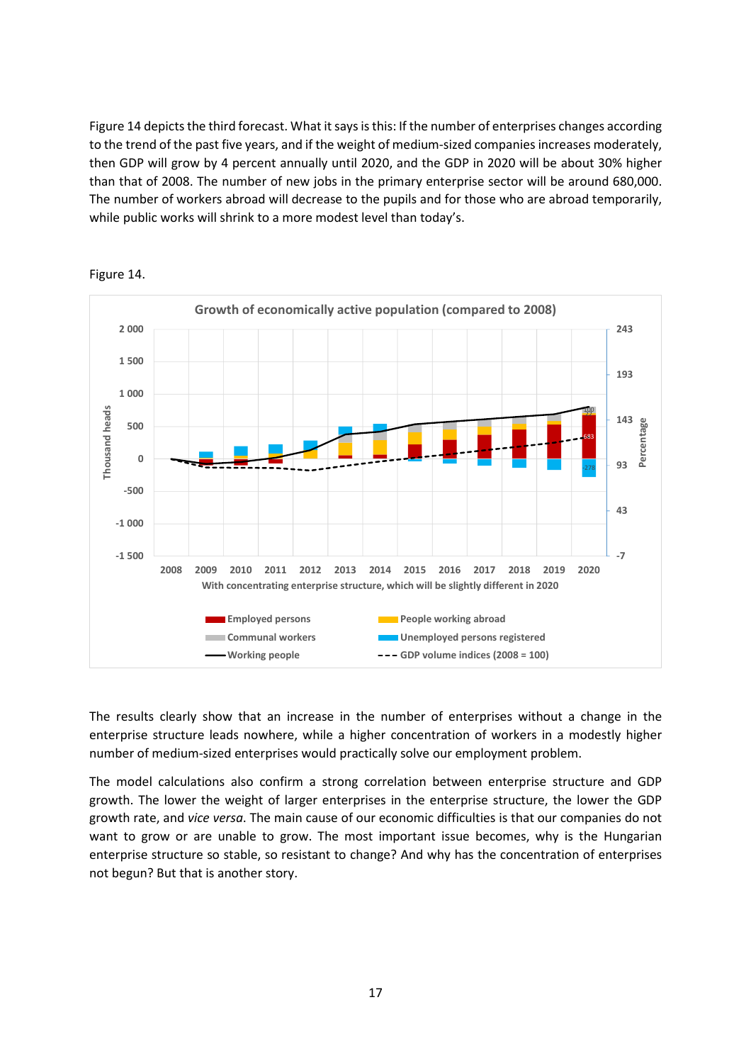Figure 14 depicts the third forecast. What it says is this: If the number of enterprises changes according to the trend of the past five years, and if the weight of medium-sized companies increases moderately, then GDP will grow by 4 percent annually until 2020, and the GDP in 2020 will be about 30% higher than that of 2008. The number of new jobs in the primary enterprise sector will be around 680,000. The number of workers abroad will decrease to the pupils and for those who are abroad temporarily, while public works will shrink to a more modest level than today's.

Figure 14.

The results clearly show that an increase in the number of enterprises without a change in the enterprise structure leads nowhere, while a higher concentration of workers in a modestly higher number of medium-sized enterprises would practically solve our employment problem.

The model calculations also confirm a strong correlation between enterprise structure and GDP growth. The lower the weight of larger enterprises in the enterprise structure, the lower the GDP growth rate, and *vice versa*. The main cause of our economic difficulties is that our companies do not want to grow or are unable to grow. The most important issue becomes, why is the Hungarian enterprise structure so stable, so resistant to change? And why has the concentration of enterprises not begun? But that is another story.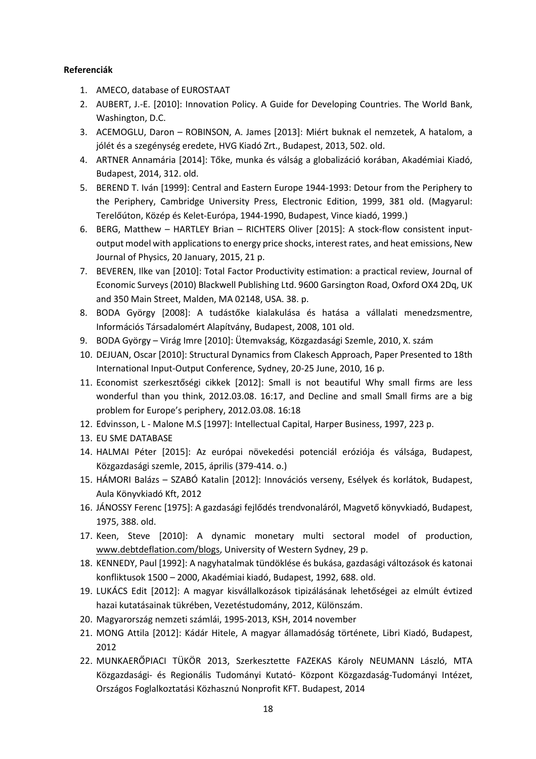**Referenciák**

1. AMECO, database of EUROSTAAT
2. AUBERT, J.-E. [2010]: Innovation Policy. A Guide for Developing Countries. The World Bank, Washington, D.C.
3. ACEMOGLU, Daron – ROBINSON, A. James [2013]: Miért buknak el nemzetek, A hatalom, a jólét és a szegénység eredete, HVG Kiadó Zrt., Budapest, 2013, 502. old.
4. ARTNER Annamária [2014]: Tőke, munka és válság a globalizáció korában, Akadémiai Kiadó, Budapest, 2014, 312. old.
5. BEREND T. Iván [1999]: Central and Eastern Europe 1944-1993: Detour from the Periphery to the Periphery, Cambridge University Press, Electronic Edition, 1999, 381 old. (Magyarul: Terelőúton, Közép és Kelet-Európa, 1944-1990, Budapest, Vince kiadó, 1999.)
6. BERG, Matthew – HARTLEY Brian – RICHTERS Oliver [2015]: A stock-flow consistent input-output model with applications to energy price shocks, interest rates, and heat emissions, New Journal of Physics, 20 January, 2015, 21 p.
7. BEVEREN, Ilke van [2010]: Total Factor Productivity estimation: a practical review, Journal of Economic Surveys (2010) Blackwell Publishing Ltd. 9600 Garsington Road, Oxford OX4 2Dq, UK and 350 Main Street, Malden, MA 02148, USA. 38. p.
8. BODA György [2008]: A tudástőke kialakulása és hatása a vállalati menedzsmentre, Információs Társadalomért Alapítvány, Budapest, 2008, 101 old.
9. BODA György – Virág Imre [2010]: Ütemvakság, Közgazdasági Szemle, 2010, X. szám
10. DEJUAN, Oscar [2010]: Structural Dynamics from Clakesch Approach, Paper Presented to 18th International Input-Output Conference, Sydney, 20-25 June, 2010, 16 p.
11. Economist szerkesztőségi cikkek [2012]: Small is not beautiful Why small firms are less wonderful than you think, 2012.03.08. 16:17, and Decline and small Small firms are a big problem for Europe's periphery, 2012.03.08. 16:18
12. Edvinsson, L - Malone M.S [1997]: Intellectual Capital, Harper Business, 1997, 223 p.
13. EU SME DATABASE
14. HALMAI Péter [2015]: Az európai növekedési potenciál eróziója és válsága, Budapest, Közgazdasági szemle, 2015, április (379-414. o.)
15. HÁMORI Balázs – SZABÓ Katalin [2012]: Innovációs verseny, Esélyek és korlátok, Budapest, Aula Könyvkiadó Kft, 2012
16. JÁNOSSY Ferenc [1975]: A gazdasági fejlődés trendvonaláról, Magvető könyvkiadó, Budapest, 1975, 388. old.
17. Keen, Steve [2010]: A dynamic monetary multi sectoral model of production, www.debtdeflation.com/blogs, University of Western Sydney, 29 p.
18. KENNEDY, Paul [1992]: A nagyhatalmak tündöklése és bukása, gazdasági változások és katonai konfliktusok 1500 – 2000, Akadémiai kiadó, Budapest, 1992, 688. old.
19. LUKÁCS Edit [2012]: A magyar kisvállalkozások tipizálásának lehetőségei az elmúlt évtized hazai kutatásainak tükrében, Vezetéstudomány, 2012, Különszám.
20. Magyarország nemzeti számlái, 1995-2013, KSH, 2014 november
21. MONG Attila [2012]: Kádár Hitele, A magyar államadóság története, Libri Kiadó, Budapest, 2012
22. MUNKAERŐPIACI TÜKÖR 2013, Szerkesztette FAZEKAS Károly NEUMANN László, MTA Közgazdasági- és Regionális Tudományi Kutató- Központ Közgazdaság-Tudományi Intézet, Országos Foglalkoztatási Közhasznú Nonprofit KFT. Budapest, 2014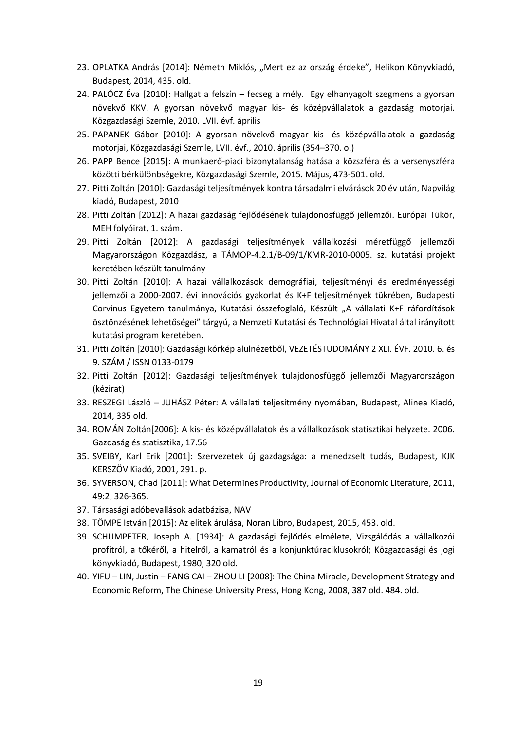23. OPLATKA András [2014]: Németh Miklós, „Mert ez az ország érdeke", Helikon Könyvkiadó, Budapest, 2014, 435. old.
24. PALÓCZ Éva [2010]: Hallgat a felszín – fecseg a mély. Egy elhanyagolt szegmens a gyorsan növekvő KKV. A gyorsan növekvő magyar kis- és középvállalatok a gazdaság motorjai. Közgazdasági Szemle, 2010. LVII. évf. április
25. PAPANEK Gábor [2010]: A gyorsan növekvő magyar kis- és középvállalatok a gazdaság motorjai, Közgazdasági Szemle, LVII. évf., 2010. április (354–370. o.)
26. PAPP Bence [2015]: A munkaerő-piaci bizonytalanság hatása a közszféra és a versenyszféra közötti bérkülönbségekre, Közgazdasági Szemle, 2015. Május, 473-501. old.
27. Pitti Zoltán [2010]: Gazdasági teljesítmények kontra társadalmi elvárások 20 év után, Napvilág kiadó, Budapest, 2010
28. Pitti Zoltán [2012]: A hazai gazdaság fejlődésének tulajdonosfüggő jellemzői. Európai Tükör, MEH folyóirat, 1. szám.
29. Pitti Zoltán [2012]: A gazdasági teljesítmények vállalkozási méretfüggő jellemzői Magyarországon Közgazdász, a TÁMOP-4.2.1/B-09/1/KMR-2010-0005. sz. kutatási projekt keretében készült tanulmány
30. Pitti Zoltán [2010]: A hazai vállalkozások demográfiai, teljesítményi és eredményességi jellemzői a 2000-2007. évi innovációs gyakorlat és K+F teljesítmények tükrében, Budapesti Corvinus Egyetem tanulmánya, Kutatási összefoglaló, Készült „A vállalati K+F ráfordítások ösztönzésének lehetőségei" tárgyú, a Nemzeti Kutatási és Technológiai Hivatal által irányított kutatási program keretében.
31. Pitti Zoltán [2010]: Gazdasági kórkép alulnézetből, VEZETÉSTUDOMÁNY 2 XLI. ÉVF. 2010. 6. és 9. SZÁM / ISSN 0133-0179
32. Pitti Zoltán [2012]: Gazdasági teljesítmények tulajdonosfüggő jellemzői Magyarországon (kézirat)
33. RESZEGI László – JUHÁSZ Péter: A vállalati teljesítmény nyomában, Budapest, Alinea Kiadó, 2014, 335 old.
34. ROMÁN Zoltán[2006]: A kis- és középvállalatok és a vállalkozások statisztikai helyzete. 2006. Gazdaság és statisztika, 17.56
35. SVEIBY, Karl Erik [2001]: Szervezetek új gazdagsága: a menedzselt tudás, Budapest, KJK KERSZÖV Kiadó, 2001, 291. p.
36. SYVERSON, Chad [2011]: What Determines Productivity, Journal of Economic Literature, 2011, 49:2, 326-365.
37. Társasági adóbevallások adatbázisa, NAV
38. TÖMPE István [2015]: Az elitek árulása, Noran Libro, Budapest, 2015, 453. old.
39. SCHUMPETER, Joseph A. [1934]: A gazdasági fejlődés elmélete, Vizsgálódás a vállalkozói profitról, a tőkéről, a hitelről, a kamatról és a konjunktúraciklusokról; Közgazdasági és jogi könyvkiadó, Budapest, 1980, 320 old.
40. YIFU – LIN, Justin – FANG CAI – ZHOU LI [2008]: The China Miracle, Development Strategy and Economic Reform, The Chinese University Press, Hong Kong, 2008, 387 old. 484. old.